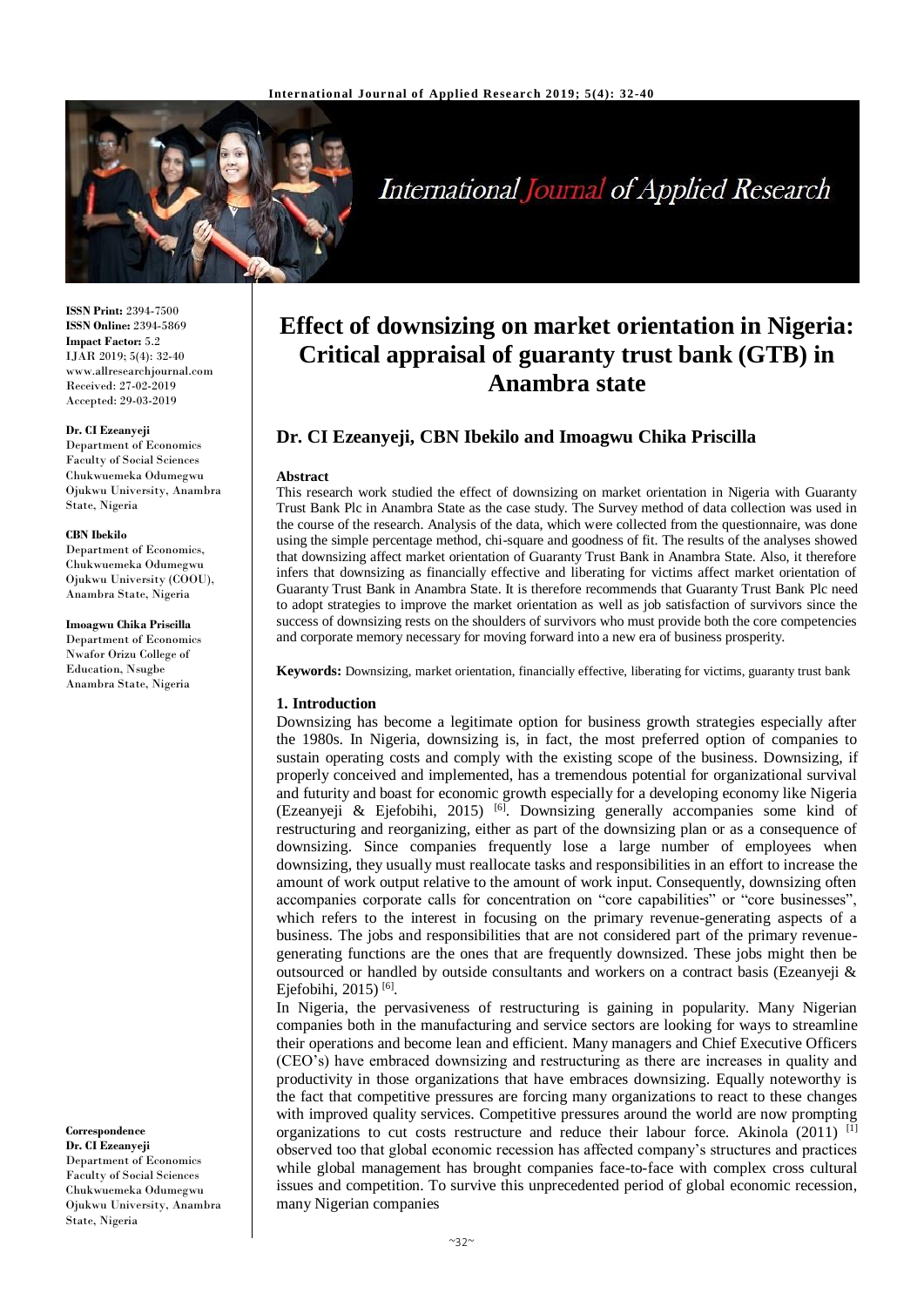**ISSN Print:** 2394-7500
**ISSN Online:** 2394-5869
**Impact Factor:** 5.2
IJAR 2019; 5(4): 32-40
www.allresearchjournal.com
Received: 27-02-2019
Accepted: 29-03-2019

**Dr. CI Ezeanyeji**
Department of Economics Faculty of Social Sciences Chukwuemeka Odumegwu Ojukwu University, Anambra State, Nigeria

**CBN Ibekilo**
Department of Economics, Chukwuemeka Odumegwu Ojukwu University (COOU), Anambra State, Nigeria

**Imoagwu Chika Priscilla**
Department of Economics Nwafor Orizu College of Education, Nsugbe Anambra State, Nigeria

**Correspondence**
**Dr. CI Ezeanyeji**
Department of Economics Faculty of Social Sciences Chukwuemeka Odumegwu Ojukwu University, Anambra State, Nigeria

# Effect of downsizing on market orientation in Nigeria: Critical appraisal of guaranty trust bank (GTB) in Anambra state

## Dr. CI Ezeanyeji, CBN Ibekilo and Imoagwu Chika Priscilla

**Abstract**

This research work studied the effect of downsizing on market orientation in Nigeria with Guaranty Trust Bank Plc in Anambra State as the case study. The Survey method of data collection was used in the course of the research. Analysis of the data, which were collected from the questionnaire, was done using the simple percentage method, chi-square and goodness of fit. The results of the analyses showed that downsizing affect market orientation of Guaranty Trust Bank in Anambra State. Also, it therefore infers that downsizing as financially effective and liberating for victims affect market orientation of Guaranty Trust Bank in Anambra State. It is therefore recommends that Guaranty Trust Bank Plc need to adopt strategies to improve the market orientation as well as job satisfaction of survivors since the success of downsizing rests on the shoulders of survivors who must provide both the core competencies and corporate memory necessary for moving forward into a new era of business prosperity.

**Keywords:** Downsizing, market orientation, financially effective, liberating for victims, guaranty trust bank

## 1. Introduction

Downsizing has become a legitimate option for business growth strategies especially after the 1980s. In Nigeria, downsizing is, in fact, the most preferred option of companies to sustain operating costs and comply with the existing scope of the business. Downsizing, if properly conceived and implemented, has a tremendous potential for organizational survival and futurity and boast for economic growth especially for a developing economy like Nigeria (Ezeanyeji & Ejefobihi, 2015) [6]. Downsizing generally accompanies some kind of restructuring and reorganizing, either as part of the downsizing plan or as a consequence of downsizing. Since companies frequently lose a large number of employees when downsizing, they usually must reallocate tasks and responsibilities in an effort to increase the amount of work output relative to the amount of work input. Consequently, downsizing often accompanies corporate calls for concentration on "core capabilities" or "core businesses", which refers to the interest in focusing on the primary revenue-generating aspects of a business. The jobs and responsibilities that are not considered part of the primary revenue-generating functions are the ones that are frequently downsized. These jobs might then be outsourced or handled by outside consultants and workers on a contract basis (Ezeanyeji & Ejefobihi, 2015) [6].

In Nigeria, the pervasiveness of restructuring is gaining in popularity. Many Nigerian companies both in the manufacturing and service sectors are looking for ways to streamline their operations and become lean and efficient. Many managers and Chief Executive Officers (CEO's) have embraced downsizing and restructuring as there are increases in quality and productivity in those organizations that have embraces downsizing. Equally noteworthy is the fact that competitive pressures are forcing many organizations to react to these changes with improved quality services. Competitive pressures around the world are now prompting organizations to cut costs restructure and reduce their labour force. Akinola (2011) [1] observed too that global economic recession has affected company's structures and practices while global management has brought companies face-to-face with complex cross cultural issues and competition. To survive this unprecedented period of global economic recession, many Nigerian companies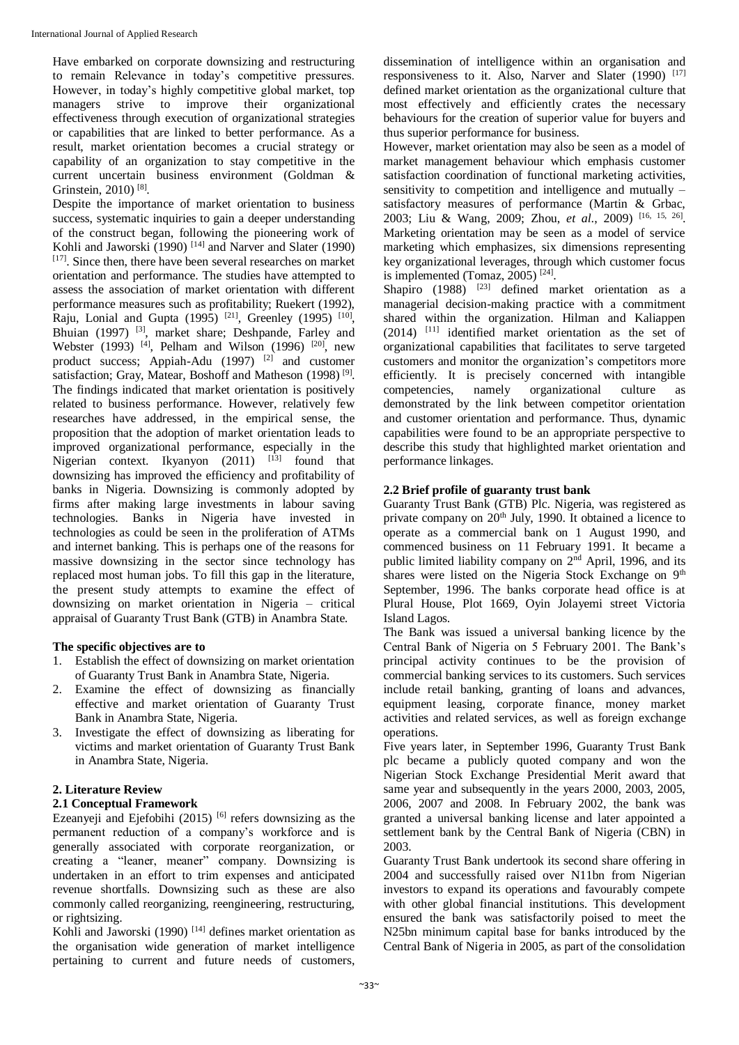Have embarked on corporate downsizing and restructuring to remain Relevance in today's competitive pressures. However, in today's highly competitive global market, top managers strive to improve their organizational effectiveness through execution of organizational strategies or capabilities that are linked to better performance. As a result, market orientation becomes a crucial strategy or capability of an organization to stay competitive in the current uncertain business environment (Goldman & Grinstein, 2010) [8].

Despite the importance of market orientation to business success, systematic inquiries to gain a deeper understanding of the construct began, following the pioneering work of Kohli and Jaworski (1990) [14] and Narver and Slater (1990) [17]. Since then, there have been several researches on market orientation and performance. The studies have attempted to assess the association of market orientation with different performance measures such as profitability; Ruekert (1992), Raju, Lonial and Gupta (1995) [21], Greenley (1995) [10], Bhuian (1997) [3], market share; Deshpande, Farley and Webster (1993) [4], Pelham and Wilson (1996) [20], new product success; Appiah-Adu (1997) [2] and customer satisfaction; Gray, Matear, Boshoff and Matheson (1998) [9]. The findings indicated that market orientation is positively related to business performance. However, relatively few researches have addressed, in the empirical sense, the proposition that the adoption of market orientation leads to improved organizational performance, especially in the Nigerian context. Ikyanyon (2011) [13] found that downsizing has improved the efficiency and profitability of banks in Nigeria. Downsizing is commonly adopted by firms after making large investments in labour saving technologies. Banks in Nigeria have invested in technologies as could be seen in the proliferation of ATMs and internet banking. This is perhaps one of the reasons for massive downsizing in the sector since technology has replaced most human jobs. To fill this gap in the literature, the present study attempts to examine the effect of downsizing on market orientation in Nigeria – critical appraisal of Guaranty Trust Bank (GTB) in Anambra State.

**The specific objectives are to**

1. Establish the effect of downsizing on market orientation of Guaranty Trust Bank in Anambra State, Nigeria.
2. Examine the effect of downsizing as financially effective and market orientation of Guaranty Trust Bank in Anambra State, Nigeria.
3. Investigate the effect of downsizing as liberating for victims and market orientation of Guaranty Trust Bank in Anambra State, Nigeria.

## 2. Literature Review

### 2.1 Conceptual Framework

Ezeanyeji and Ejefobihi (2015) [6] refers downsizing as the permanent reduction of a company's workforce and is generally associated with corporate reorganization, or creating a "leaner, meaner" company. Downsizing is undertaken in an effort to trim expenses and anticipated revenue shortfalls. Downsizing such as these are also commonly called reorganizing, reengineering, restructuring, or rightsizing.

Kohli and Jaworski (1990) [14] defines market orientation as the organisation wide generation of market intelligence pertaining to current and future needs of customers, dissemination of intelligence within an organisation and responsiveness to it. Also, Narver and Slater (1990) [17] defined market orientation as the organizational culture that most effectively and efficiently crates the necessary behaviours for the creation of superior value for buyers and thus superior performance for business.

However, market orientation may also be seen as a model of market management behaviour which emphasis customer satisfaction coordination of functional marketing activities, sensitivity to competition and intelligence and mutually – satisfactory measures of performance (Martin & Grbac, 2003; Liu & Wang, 2009; Zhou, *et al.*, 2009) [16, 15, 26]. Marketing orientation may be seen as a model of service marketing which emphasizes, six dimensions representing key organizational leverages, through which customer focus is implemented (Tomaz, 2005) [24].

Shapiro (1988) [23] defined market orientation as a managerial decision-making practice with a commitment shared within the organization. Hilman and Kaliappen (2014) [11] identified market orientation as the set of organizational capabilities that facilitates to serve targeted customers and monitor the organization's competitors more efficiently. It is precisely concerned with intangible competencies, namely organizational culture as demonstrated by the link between competitor orientation and customer orientation and performance. Thus, dynamic capabilities were found to be an appropriate perspective to describe this study that highlighted market orientation and performance linkages.

### 2.2 Brief profile of guaranty trust bank

Guaranty Trust Bank (GTB) Plc. Nigeria, was registered as private company on 20th July, 1990. It obtained a licence to operate as a commercial bank on 1 August 1990, and commenced business on 11 February 1991. It became a public limited liability company on 2nd April, 1996, and its shares were listed on the Nigeria Stock Exchange on 9th September, 1996. The banks corporate head office is at Plural House, Plot 1669, Oyin Jolayemi street Victoria Island Lagos.

The Bank was issued a universal banking licence by the Central Bank of Nigeria on 5 February 2001. The Bank's principal activity continues to be the provision of commercial banking services to its customers. Such services include retail banking, granting of loans and advances, equipment leasing, corporate finance, money market activities and related services, as well as foreign exchange operations.

Five years later, in September 1996, Guaranty Trust Bank plc became a publicly quoted company and won the Nigerian Stock Exchange Presidential Merit award that same year and subsequently in the years 2000, 2003, 2005, 2006, 2007 and 2008. In February 2002, the bank was granted a universal banking license and later appointed a settlement bank by the Central Bank of Nigeria (CBN) in 2003.

Guaranty Trust Bank undertook its second share offering in 2004 and successfully raised over N11bn from Nigerian investors to expand its operations and favourably compete with other global financial institutions. This development ensured the bank was satisfactorily poised to meet the N25bn minimum capital base for banks introduced by the Central Bank of Nigeria in 2005, as part of the consolidation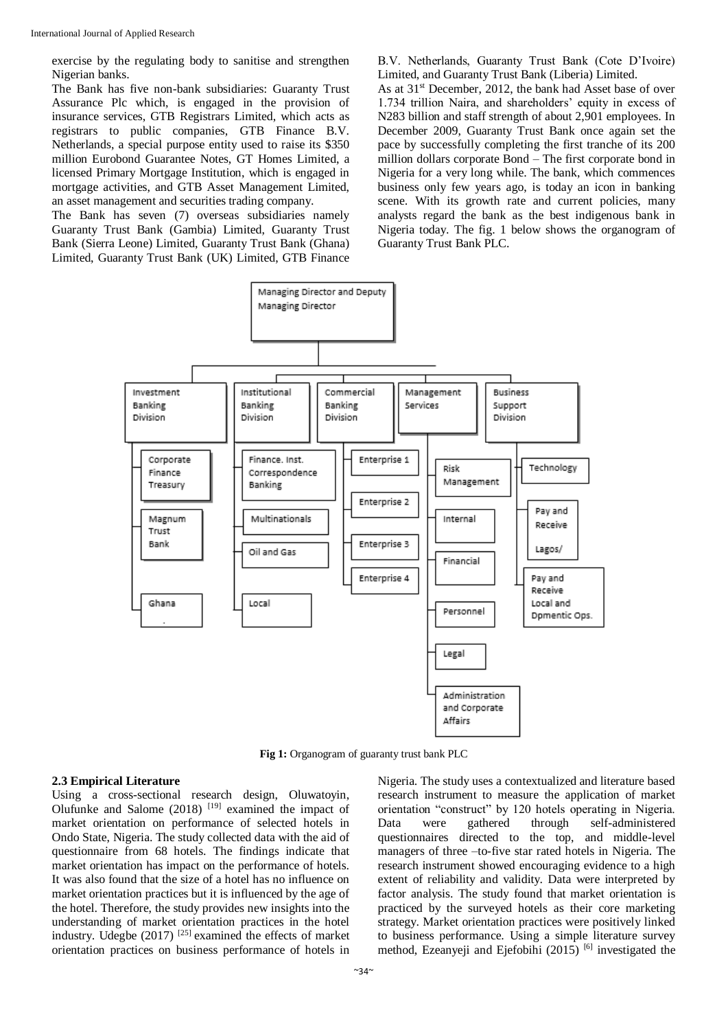exercise by the regulating body to sanitise and strengthen Nigerian banks.

The Bank has five non-bank subsidiaries: Guaranty Trust Assurance Plc which, is engaged in the provision of insurance services, GTB Registrars Limited, which acts as registrars to public companies, GTB Finance B.V. Netherlands, a special purpose entity used to raise its $350 million Eurobond Guarantee Notes, GT Homes Limited, a licensed Primary Mortgage Institution, which is engaged in mortgage activities, and GTB Asset Management Limited, an asset management and securities trading company.

The Bank has seven (7) overseas subsidiaries namely Guaranty Trust Bank (Gambia) Limited, Guaranty Trust Bank (Sierra Leone) Limited, Guaranty Trust Bank (Ghana) Limited, Guaranty Trust Bank (UK) Limited, GTB Finance B.V. Netherlands, Guaranty Trust Bank (Cote D'Ivoire) Limited, and Guaranty Trust Bank (Liberia) Limited.

As at 31st December, 2012, the bank had Asset base of over 1.734 trillion Naira, and shareholders' equity in excess of N283 billion and staff strength of about 2,901 employees. In December 2009, Guaranty Trust Bank once again set the pace by successfully completing the first tranche of its 200 million dollars corporate Bond – The first corporate bond in Nigeria for a very long while. The bank, which commences business only few years ago, is today an icon in banking scene. With its growth rate and current policies, many analysts regard the bank as the best indigenous bank in Nigeria today. The fig. 1 below shows the organogram of Guaranty Trust Bank PLC.

Managing Director and Deputy Managing Director

- Investment Banking Division
  - Corporate Finance Treasury
  - Magnum Trust Bank
  - Ghana
- Institutional Banking Division
  - Finance. Inst. Correspondence Banking
  - Multinationals
  - Oil and Gas
  - Local
- Commercial Banking Division
  - Enterprise 1
  - Enterprise 2
  - Enterprise 3
  - Enterprise 4
- Management Services
  - Risk Management
  - Internal
  - Financial
  - Personnel
  - Legal
  - Administration and Corporate Affairs
- Business Support Division
  - Technology
  - Pay and Receive Lagos/
  - Pay and Receive Local and Dpmentic Ops.

**Fig 1:** Organogram of guaranty trust bank PLC

### 2.3 Empirical Literature

Using a cross-sectional research design, Oluwatoyin, Olufunke and Salome (2018) [19] examined the impact of market orientation on performance of selected hotels in Ondo State, Nigeria. The study collected data with the aid of questionnaire from 68 hotels. The findings indicate that market orientation has impact on the performance of hotels. It was also found that the size of a hotel has no influence on market orientation practices but it is influenced by the age of the hotel. Therefore, the study provides new insights into the understanding of market orientation practices in the hotel industry. Udegbe (2017) [25] examined the effects of market orientation practices on business performance of hotels in Nigeria. The study uses a contextualized and literature based research instrument to measure the application of market orientation "construct" by 120 hotels operating in Nigeria. Data were gathered through self-administered questionnaires directed to the top, and middle-level managers of three –to-five star rated hotels in Nigeria. The research instrument showed encouraging evidence to a high extent of reliability and validity. Data were interpreted by factor analysis. The study found that market orientation is practiced by the surveyed hotels as their core marketing strategy. Market orientation practices were positively linked to business performance. Using a simple literature survey method, Ezeanyeji and Ejefobihi (2015) [6] investigated the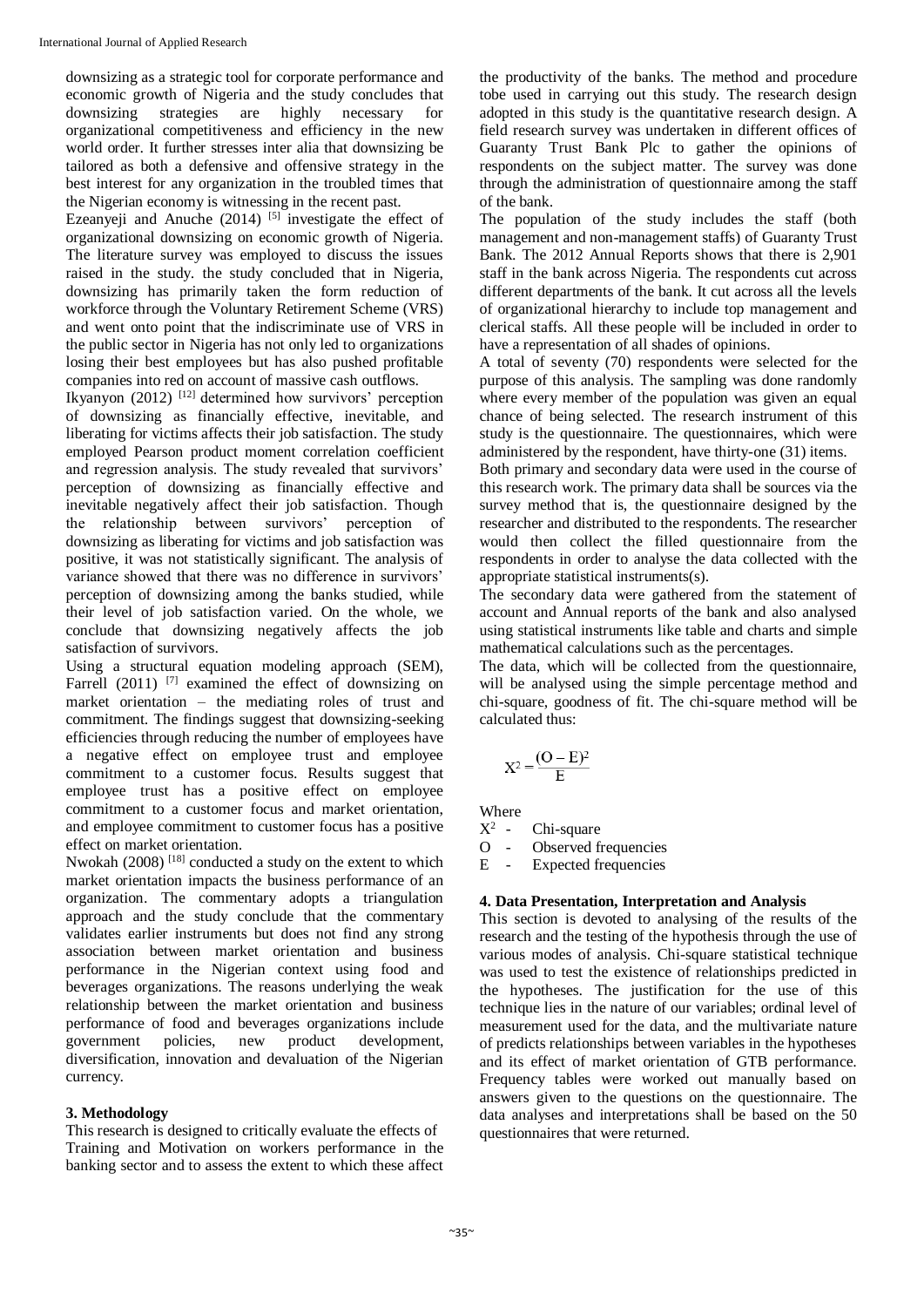downsizing as a strategic tool for corporate performance and economic growth of Nigeria and the study concludes that downsizing strategies are highly necessary for organizational competitiveness and efficiency in the new world order. It further stresses inter alia that downsizing be tailored as both a defensive and offensive strategy in the best interest for any organization in the troubled times that the Nigerian economy is witnessing in the recent past.

Ezeanyeji and Anuche (2014) [5] investigate the effect of organizational downsizing on economic growth of Nigeria. The literature survey was employed to discuss the issues raised in the study. the study concluded that in Nigeria, downsizing has primarily taken the form reduction of workforce through the Voluntary Retirement Scheme (VRS) and went onto point that the indiscriminate use of VRS in the public sector in Nigeria has not only led to organizations losing their best employees but has also pushed profitable companies into red on account of massive cash outflows.

Ikyanyon (2012) [12] determined how survivors' perception of downsizing as financially effective, inevitable, and liberating for victims affects their job satisfaction. The study employed Pearson product moment correlation coefficient and regression analysis. The study revealed that survivors' perception of downsizing as financially effective and inevitable negatively affect their job satisfaction. Though the relationship between survivors' perception of downsizing as liberating for victims and job satisfaction was positive, it was not statistically significant. The analysis of variance showed that there was no difference in survivors' perception of downsizing among the banks studied, while their level of job satisfaction varied. On the whole, we conclude that downsizing negatively affects the job satisfaction of survivors.

Using a structural equation modeling approach (SEM), Farrell (2011) [7] examined the effect of downsizing on market orientation – the mediating roles of trust and commitment. The findings suggest that downsizing-seeking efficiencies through reducing the number of employees have a negative effect on employee trust and employee commitment to a customer focus. Results suggest that employee trust has a positive effect on employee commitment to a customer focus and market orientation, and employee commitment to customer focus has a positive effect on market orientation.

Nwokah (2008) [18] conducted a study on the extent to which market orientation impacts the business performance of an organization. The commentary adopts a triangulation approach and the study conclude that the commentary validates earlier instruments but does not find any strong association between market orientation and business performance in the Nigerian context using food and beverages organizations. The reasons underlying the weak relationship between the market orientation and business performance of food and beverages organizations include government policies, new product development, diversification, innovation and devaluation of the Nigerian currency.

### 3. Methodology

This research is designed to critically evaluate the effects of Training and Motivation on workers performance in the banking sector and to assess the extent to which these affect the productivity of the banks. The method and procedure tobe used in carrying out this study. The research design adopted in this study is the quantitative research design. A field research survey was undertaken in different offices of Guaranty Trust Bank Plc to gather the opinions of respondents on the subject matter. The survey was done through the administration of questionnaire among the staff of the bank.

The population of the study includes the staff (both management and non-management staffs) of Guaranty Trust Bank. The 2012 Annual Reports shows that there is 2,901 staff in the bank across Nigeria. The respondents cut across different departments of the bank. It cut across all the levels of organizational hierarchy to include top management and clerical staffs. All these people will be included in order to have a representation of all shades of opinions.

A total of seventy (70) respondents were selected for the purpose of this analysis. The sampling was done randomly where every member of the population was given an equal chance of being selected. The research instrument of this study is the questionnaire. The questionnaires, which were administered by the respondent, have thirty-one (31) items.

Both primary and secondary data were used in the course of this research work. The primary data shall be sources via the survey method that is, the questionnaire designed by the researcher and distributed to the respondents. The researcher would then collect the filled questionnaire from the respondents in order to analyse the data collected with the appropriate statistical instruments(s).

The secondary data were gathered from the statement of account and Annual reports of the bank and also analysed using statistical instruments like table and charts and simple mathematical calculations such as the percentages.

The data, which will be collected from the questionnaire, will be analysed using the simple percentage method and chi-square, goodness of fit. The chi-square method will be calculated thus:

$$X^2 = \frac{(O - E)^2}{E}$$

Where

$X^2$ - Chi-square

O - Observed frequencies

E - Expected frequencies

### 4. Data Presentation, Interpretation and Analysis

This section is devoted to analysing of the results of the research and the testing of the hypothesis through the use of various modes of analysis. Chi-square statistical technique was used to test the existence of relationships predicted in the hypotheses. The justification for the use of this technique lies in the nature of our variables; ordinal level of measurement used for the data, and the multivariate nature of predicts relationships between variables in the hypotheses and its effect of market orientation of GTB performance. Frequency tables were worked out manually based on answers given to the questions on the questionnaire. The data analyses and interpretations shall be based on the 50 questionnaires that were returned.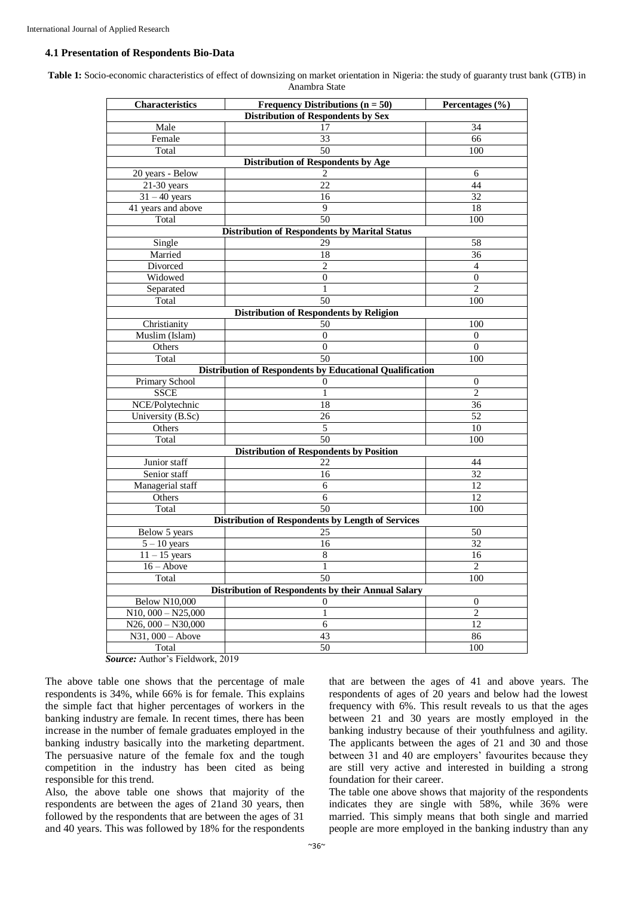### 4.1 Presentation of Respondents Bio-Data

**Table 1:** Socio-economic characteristics of effect of downsizing on market orientation in Nigeria: the study of guaranty trust bank (GTB) in Anambra State

| Characteristics | Frequency Distributions (n = 50) | Percentages (%) |
|---|---|---|
| **Distribution of Respondents by Sex** | | |
| Male | 17 | 34 |
| Female | 33 | 66 |
| Total | 50 | 100 |
| **Distribution of Respondents by Age** | | |
| 20 years - Below | 2 | 6 |
| 21-30 years | 22 | 44 |
| 31 – 40 years | 16 | 32 |
| 41 years and above | 9 | 18 |
| Total | 50 | 100 |
| **Distribution of Respondents by Marital Status** | | |
| Single | 29 | 58 |
| Married | 18 | 36 |
| Divorced | 2 | 4 |
| Widowed | 0 | 0 |
| Separated | 1 | 2 |
| Total | 50 | 100 |
| **Distribution of Respondents by Religion** | | |
| Christianity | 50 | 100 |
| Muslim (Islam) | 0 | 0 |
| Others | 0 | 0 |
| Total | 50 | 100 |
| **Distribution of Respondents by Educational Qualification** | | |
| Primary School | 0 | 0 |
| SSCE | 1 | 2 |
| NCE/Polytechnic | 18 | 36 |
| University (B.Sc) | 26 | 52 |
| Others | 5 | 10 |
| Total | 50 | 100 |
| **Distribution of Respondents by Position** | | |
| Junior staff | 22 | 44 |
| Senior staff | 16 | 32 |
| Managerial staff | 6 | 12 |
| Others | 6 | 12 |
| Total | 50 | 100 |
| **Distribution of Respondents by Length of Services** | | |
| Below 5 years | 25 | 50 |
| 5 – 10 years | 16 | 32 |
| 11 – 15 years | 8 | 16 |
| 16 – Above | 1 | 2 |
| Total | 50 | 100 |
| **Distribution of Respondents by their Annual Salary** | | |
| Below N10,000 | 0 | 0 |
| N10, 000 – N25,000 | 1 | 2 |
| N26, 000 – N30,000 | 6 | 12 |
| N31, 000 – Above | 43 | 86 |
| Total | 50 | 100 |

***Source:*** Author's Fieldwork, 2019

The above table one shows that the percentage of male respondents is 34%, while 66% is for female. This explains the simple fact that higher percentages of workers in the banking industry are female. In recent times, there has been increase in the number of female graduates employed in the banking industry basically into the marketing department. The persuasive nature of the female fox and the tough competition in the industry has been cited as being responsible for this trend.

Also, the above table one shows that majority of the respondents are between the ages of 21and 30 years, then followed by the respondents that are between the ages of 31 and 40 years. This was followed by 18% for the respondents that are between the ages of 41 and above years. The respondents of ages of 20 years and below had the lowest frequency with 6%. This result reveals to us that the ages between 21 and 30 years are mostly employed in the banking industry because of their youthfulness and agility. The applicants between the ages of 21 and 30 and those between 31 and 40 are employers' favourites because they are still very active and interested in building a strong foundation for their career.

The table one above shows that majority of the respondents indicates they are single with 58%, while 36% were married. This simply means that both single and married people are more employed in the banking industry than any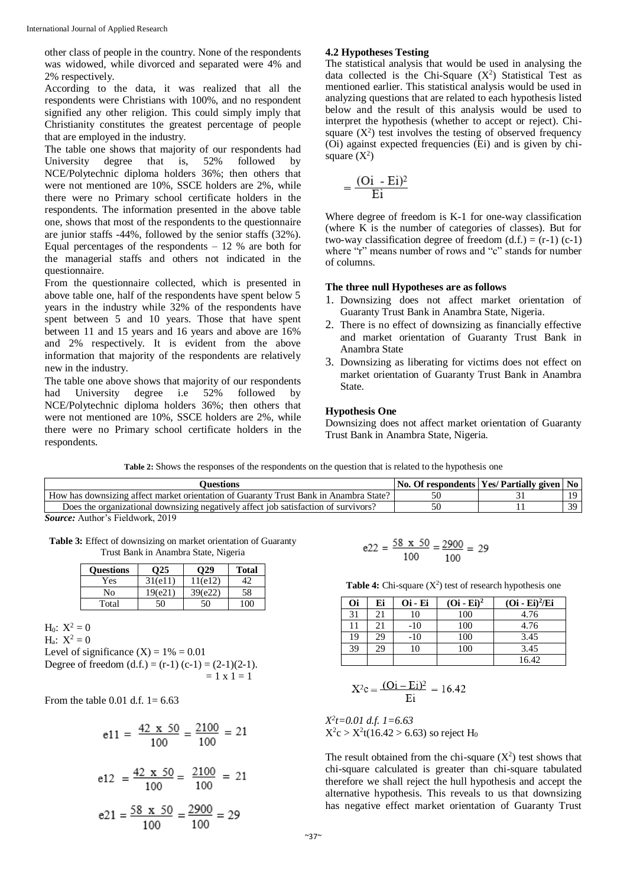other class of people in the country. None of the respondents was widowed, while divorced and separated were 4% and 2% respectively.

According to the data, it was realized that all the respondents were Christians with 100%, and no respondent signified any other religion. This could simply imply that Christianity constitutes the greatest percentage of people that are employed in the industry.

The table one shows that majority of our respondents had University degree that is, 52% followed by NCE/Polytechnic diploma holders 36%; then others that were not mentioned are 10%, SSCE holders are 2%, while there were no Primary school certificate holders in the respondents. The information presented in the above table one, shows that most of the respondents to the questionnaire are junior staffs -44%, followed by the senior staffs (32%). Equal percentages of the respondents – 12 % are both for the managerial staffs and others not indicated in the questionnaire.

From the questionnaire collected, which is presented in above table one, half of the respondents have spent below 5 years in the industry while 32% of the respondents have spent between 5 and 10 years. Those that have spent between 11 and 15 years and 16 years and above are 16% and 2% respectively. It is evident from the above information that majority of the respondents are relatively new in the industry.

The table one above shows that majority of our respondents had University degree i.e 52% followed by NCE/Polytechnic diploma holders 36%; then others that were not mentioned are 10%, SSCE holders are 2%, while there were no Primary school certificate holders in the respondents.

### 4.2 Hypotheses Testing

The statistical analysis that would be used in analysing the data collected is the Chi-Square ($X^2$) Statistical Test as mentioned earlier. This statistical analysis would be used in analyzing questions that are related to each hypothesis listed below and the result of this analysis would be used to interpret the hypothesis (whether to accept or reject). Chi-square ($X^2$) test involves the testing of observed frequency (Oi) against expected frequencies (Ei) and is given by chi-square ($X^2$)

$$= \frac{(Oi - Ei)^2}{Ei}$$

Where degree of freedom is K-1 for one-way classification (where K is the number of categories of classes). But for two-way classification degree of freedom (d.f.) = (r-1) (c-1) where "r" means number of rows and "c" stands for number of columns.

**The three null Hypotheses are as follows**

1. Downsizing does not affect market orientation of Guaranty Trust Bank in Anambra State, Nigeria.
2. There is no effect of downsizing as financially effective and market orientation of Guaranty Trust Bank in Anambra State
3. Downsizing as liberating for victims does not effect on market orientation of Guaranty Trust Bank in Anambra State.

**Hypothesis One**

Downsizing does not affect market orientation of Guaranty Trust Bank in Anambra State, Nigeria.

**Table 2:** Shows the responses of the respondents on the question that is related to the hypothesis one

| Questions | No. Of respondents | Yes/ Partially given | No |
|---|---|---|---|
| How has downsizing affect market orientation of Guaranty Trust Bank in Anambra State? | 50 | 31 | 19 |
| Does the organizational downsizing negatively affect job satisfaction of survivors? | 50 | 11 | 39 |

***Source:*** Author's Fieldwork, 2019

**Table 3:** Effect of downsizing on market orientation of Guaranty Trust Bank in Anambra State, Nigeria

| Questions | Q25 | Q29 | Total |
|---|---|---|---|
| Yes | 31(e11) | 11(e12) | 42 |
| No | 19(e21) | 39(e22) | 58 |
| Total | 50 | 50 | 100 |

$H_0$: $X^2 = 0$
$H_a$: $X^2 = 0$
Level of significance (X) = 1% = 0.01
Degree of freedom (d.f.) = (r-1) (c-1) = (2-1)(2-1).
= 1 x 1 = 1

From the table 0.01 d.f. 1= 6.63

$$e11 = \frac{42 \times 50}{100} = \frac{2100}{100} = 21$$

$$e12 = \frac{42 \times 50}{100} = \frac{2100}{100} = 21$$

$$e21 = \frac{58 \times 50}{100} = \frac{2900}{100} = 29$$

$$e22 = \frac{58 \times 50}{100} = \frac{2900}{100} = 29$$

**Table 4:** Chi-square ($X^2$) test of research hypothesis one

| Oi | Ei | Oi - Ei | $(Oi - Ei)^2$ | $(Oi - Ei)^2/Ei$ |
|---|---|---|---|---|
| 31 | 21 | 10 | 100 | 4.76 |
| 11 | 21 | -10 | 100 | 4.76 |
| 19 | 29 | -10 | 100 | 3.45 |
| 39 | 29 | 10 | 100 | 3.45 |
| | | | | 16.42 |

$$X^2c = \frac{(Oi - Ei)^2}{Ei} = 16.42$$

*$X^2t$=0.01 d.f. 1=6.63*
$X^2c > X^2t$(16.42 > 6.63) so reject $H_0$

The result obtained from the chi-square ($X^2$) test shows that chi-square calculated is greater than chi-square tabulated therefore we shall reject the hull hypothesis and accept the alternative hypothesis. This reveals to us that downsizing has negative effect market orientation of Guaranty Trust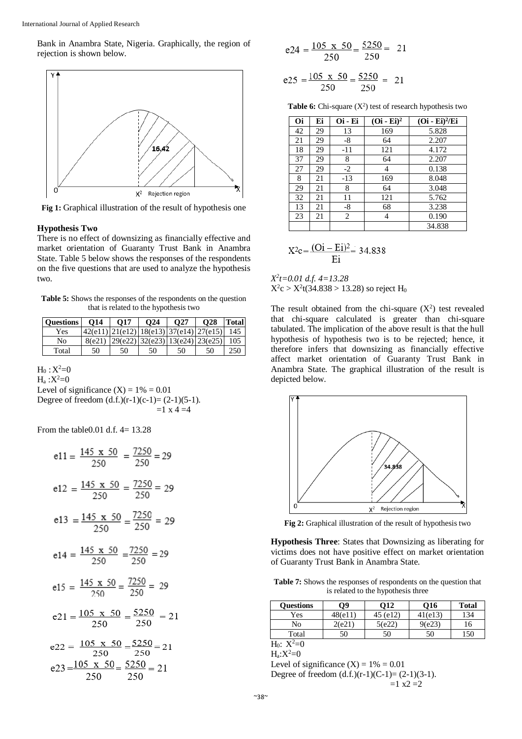Bank in Anambra State, Nigeria. Graphically, the region of rejection is shown below.

Fig 1: Graphical illustration of the result of hypothesis one

### Hypothesis Two

There is no effect of downsizing as financially effective and market orientation of Guaranty Trust Bank in Anambra State. Table 5 below shows the responses of the respondents on the five questions that are used to analyze the hypothesis two.

**Table 5:** Shows the responses of the respondents on the question that is related to the hypothesis two

| Questions | Q14 | Q17 | Q24 | Q27 | Q28 | Total |
|---|---|---|---|---|---|---|
| Yes | 42(e11) | 21(e12) | 18(e13) | 37(e14) | 27(e15) | 145 |
| No | 8(e21) | 29(e22) | 32(e23) | 13(e24) | 23(e25) | 105 |
| Total | 50 | 50 | 50 | 50 | 50 | 250 |

$H_0 : X^2=0$
$H_a : X^2=0$
Level of significance (X) = 1% = 0.01
Degree of freedom (d.f.)(r-1)(c-1)= (2-1)(5-1).
=1 x 4 =4

From the table0.01 d.f. 4= 13.28

$$e11 = \frac{145 \text{ x } 50}{250} = \frac{7250}{250} = 29$$

$$e12 = \frac{145 \text{ x } 50}{250} = \frac{7250}{250} = 29$$

$$e13 = \frac{145 \text{ x } 50}{250} = \frac{7250}{250} = 29$$

$$e14 = \frac{145 \text{ x } 50}{250} = \frac{7250}{250} = 29$$

$$e15 = \frac{145 \text{ x } 50}{250} = \frac{7250}{250} = 29$$

$$e21 = \frac{105 \text{ x } 50}{250} = \frac{5250}{250} = 21$$

$$e22 = \frac{105 \text{ x } 50}{250} = \frac{5250}{250} = 21$$

$$e23 = \frac{105 \text{ x } 50}{250} = \frac{5250}{250} = 21$$

$$e24 = \frac{105 \text{ x } 50}{250} = \frac{5250}{250} = 21$$

$$e25 = \frac{105 \text{ x } 50}{250} = \frac{5250}{250} = 21$$

**Table 6:** Chi-square ($X^2$) test of research hypothesis two

| Oi | Ei | Oi - Ei | $(Oi - Ei)^2$ | $(Oi - Ei)^2/Ei$ |
|---|---|---|---|---|
| 42 | 29 | 13 | 169 | 5.828 |
| 21 | 29 | -8 | 64 | 2.207 |
| 18 | 29 | -11 | 121 | 4.172 |
| 37 | 29 | 8 | 64 | 2.207 |
| 27 | 29 | -2 | 4 | 0.138 |
| 8 | 21 | -13 | 169 | 8.048 |
| 29 | 21 | 8 | 64 | 3.048 |
| 32 | 21 | 11 | 121 | 5.762 |
| 13 | 21 | -8 | 68 | 3.238 |
| 23 | 21 | 2 | 4 | 0.190 |
| | | | | 34.838 |

$$X^2c = \frac{(Oi - Ei)^2}{Ei} = 34.838$$

*$X^2t$=0.01 d.f. 4=13.28*
$X^2c > X^2t$(34.838 > 13.28) so reject $H_0$

The result obtained from the chi-square ($X^2$) test revealed that chi-square calculated is greater than chi-square tabulated. The implication of the above result is that the hull hypothesis of hypothesis two is to be rejected; hence, it therefore infers that downsizing as financially effective affect market orientation of Guaranty Trust Bank in Anambra State. The graphical illustration of the result is depicted below.

Fig 2: Graphical illustration of the result of hypothesis two

**Hypothesis Three**: States that Downsizing as liberating for victims does not have positive effect on market orientation of Guaranty Trust Bank in Anambra State.

**Table 7:** Shows the responses of respondents on the question that is related to the hypothesis three

| Questions | Q9 | Q12 | Q16 | Total |
|---|---|---|---|---|
| Yes | 48(e11) | 45 (e12) | 41(e13) | 134 |
| No | 2(e21) | 5(e22) | 9(e23) | 16 |
| Total | 50 | 50 | 50 | 150 |

$H_0$: $X^2=0$
$H_a$:$X^2=0$
Level of significance (X) = 1% = 0.01
Degree of freedom (d.f.)(r-1)(C-1)= (2-1)(3-1).
=1 x2 =2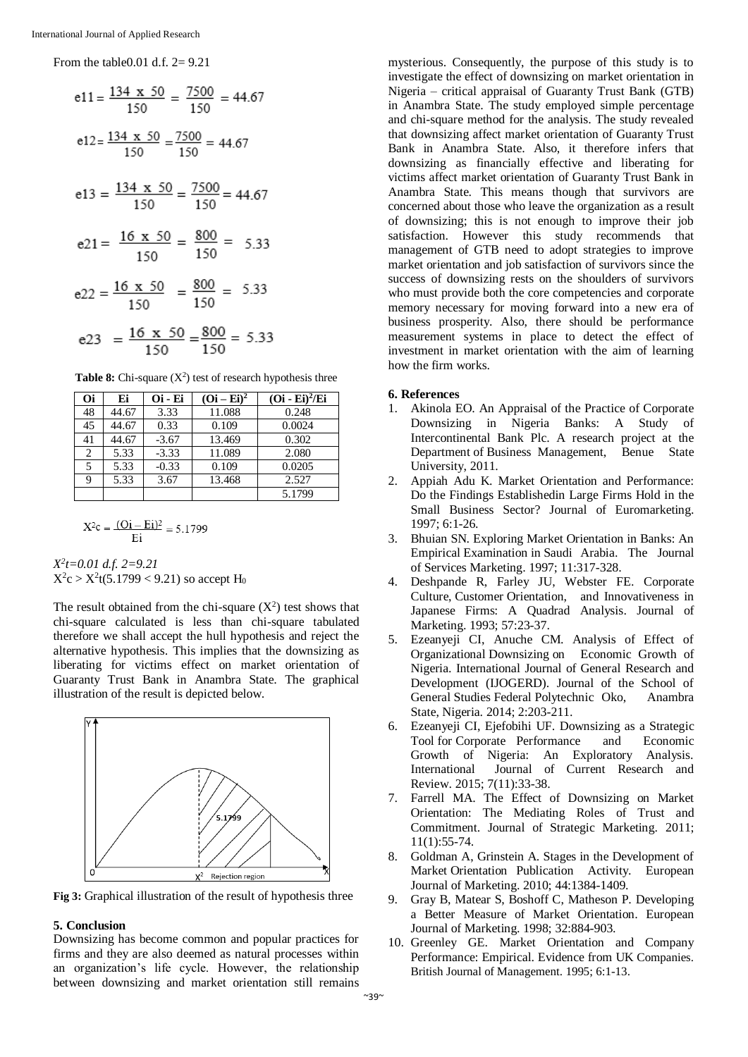From the table0.01 d.f. 2= 9.21

$$e11 = \frac{134 \text{ x } 50}{150} = \frac{7500}{150} = 44.67$$

$$e12 = \frac{134 \text{ x } 50}{150} = \frac{7500}{150} = 44.67$$

$$e13 = \frac{134 \text{ x } 50}{150} = \frac{7500}{150} = 44.67$$

$$e21 = \frac{16 \text{ x } 50}{150} = \frac{800}{150} = 5.33$$

$$e22 = \frac{16 \text{ x } 50}{150} = \frac{800}{150} = 5.33$$

$$e23 = \frac{16 \text{ x } 50}{150} = \frac{800}{150} = 5.33$$

**Table 8:** Chi-square ($X^2$) test of research hypothesis three

| Oi | Ei | Oi - Ei | $(Oi - Ei)^2$ | $(Oi - Ei)^2/Ei$ |
|---|---|---|---|---|
| 48 | 44.67 | 3.33 | 11.088 | 0.248 |
| 45 | 44.67 | 0.33 | 0.109 | 0.0024 |
| 41 | 44.67 | -3.67 | 13.469 | 0.302 |
| 2 | 5.33 | -3.33 | 11.089 | 2.080 |
| 5 | 5.33 | -0.33 | 0.109 | 0.0205 |
| 9 | 5.33 | 3.67 | 13.468 | 2.527 |
| | | | | 5.1799 |

$$X^2c = \frac{(Oi - Ei)^2}{Ei} = 5.1799$$

$X^2t=0.01$ *d.f. 2=9.21*
$X^2c > X^2t(5.1799 < 9.21)$ so accept $H_0$

The result obtained from the chi-square ($X^2$) test shows that chi-square calculated is less than chi-square tabulated therefore we shall accept the hull hypothesis and reject the alternative hypothesis. This implies that the downsizing as liberating for victims effect on market orientation of Guaranty Trust Bank in Anambra State. The graphical illustration of the result is depicted below.

**Fig 3:** Graphical illustration of the result of hypothesis three

## 5. Conclusion

Downsizing has become common and popular practices for firms and they are also deemed as natural processes within an organization's life cycle. However, the relationship between downsizing and market orientation still remains mysterious. Consequently, the purpose of this study is to investigate the effect of downsizing on market orientation in Nigeria – critical appraisal of Guaranty Trust Bank (GTB) in Anambra State. The study employed simple percentage and chi-square method for the analysis. The study revealed that downsizing affect market orientation of Guaranty Trust Bank in Anambra State. Also, it therefore infers that downsizing as financially effective and liberating for victims affect market orientation of Guaranty Trust Bank in Anambra State. This means though that survivors are concerned about those who leave the organization as a result of downsizing; this is not enough to improve their job satisfaction. However this study recommends that management of GTB need to adopt strategies to improve market orientation and job satisfaction of survivors since the success of downsizing rests on the shoulders of survivors who must provide both the core competencies and corporate memory necessary for moving forward into a new era of business prosperity. Also, there should be performance measurement systems in place to detect the effect of investment in market orientation with the aim of learning how the firm works.

## 6. References

1. Akinola EO. An Appraisal of the Practice of Corporate Downsizing in Nigeria Banks: A Study of Intercontinental Bank Plc. A research project at the Department of Business Management, Benue State University, 2011.
2. Appiah Adu K. Market Orientation and Performance: Do the Findings Establishedin Large Firms Hold in the Small Business Sector? Journal of Euromarketing. 1997; 6:1-26.
3. Bhuian SN. Exploring Market Orientation in Banks: An Empirical Examination in Saudi Arabia. The Journal of Services Marketing. 1997; 11:317-328.
4. Deshpande R, Farley JU, Webster FE. Corporate Culture, Customer Orientation, and Innovativeness in Japanese Firms: A Quadrad Analysis. Journal of Marketing. 1993; 57:23-37.
5. Ezeanyeji CI, Anuche CM. Analysis of Effect of Organizational Downsizing on Economic Growth of Nigeria. International Journal of General Research and Development (IJOGERD). Journal of the School of General Studies Federal Polytechnic Oko, Anambra State, Nigeria. 2014; 2:203-211.
6. Ezeanyeji CI, Ejefobihi UF. Downsizing as a Strategic Tool for Corporate Performance and Economic Growth of Nigeria: An Exploratory Analysis. International Journal of Current Research and Review. 2015; 7(11):33-38.
7. Farrell MA. The Effect of Downsizing on Market Orientation: The Mediating Roles of Trust and Commitment. Journal of Strategic Marketing. 2011; 11(1):55-74.
8. Goldman A, Grinstein A. Stages in the Development of Market Orientation Publication Activity. European Journal of Marketing. 2010; 44:1384-1409.
9. Gray B, Matear S, Boshoff C, Matheson P. Developing a Better Measure of Market Orientation. European Journal of Marketing. 1998; 32:884-903.
10. Greenley GE. Market Orientation and Company Performance: Empirical. Evidence from UK Companies. British Journal of Management. 1995; 6:1-13.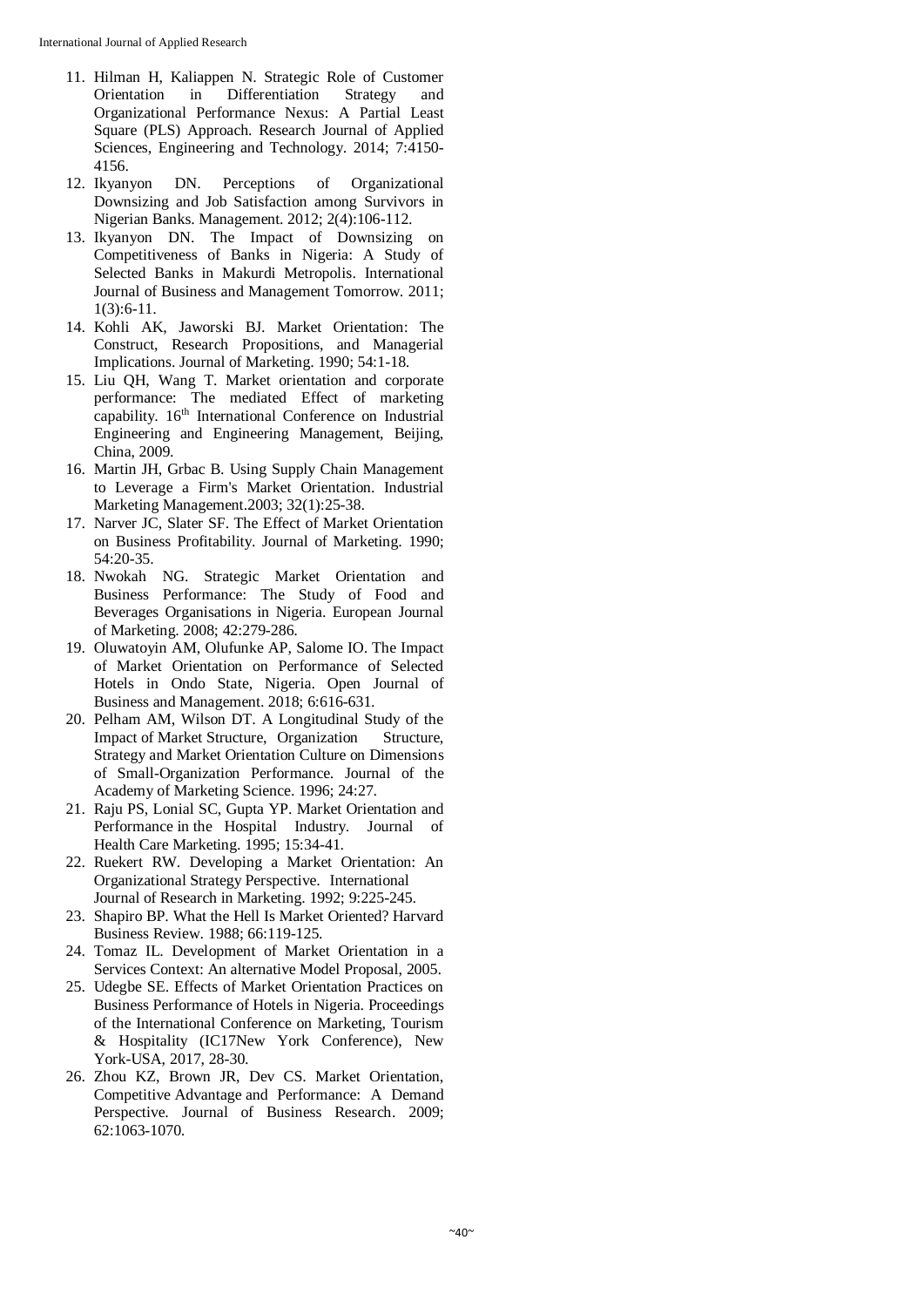11. Hilman H, Kaliappen N. Strategic Role of Customer Orientation in Differentiation Strategy and Organizational Performance Nexus: A Partial Least Square (PLS) Approach. Research Journal of Applied Sciences, Engineering and Technology. 2014; 7:4150-4156.
12. Ikyanyon DN. Perceptions of Organizational Downsizing and Job Satisfaction among Survivors in Nigerian Banks. Management. 2012; 2(4):106-112.
13. Ikyanyon DN. The Impact of Downsizing on Competitiveness of Banks in Nigeria: A Study of Selected Banks in Makurdi Metropolis. International Journal of Business and Management Tomorrow. 2011; 1(3):6-11.
14. Kohli AK, Jaworski BJ. Market Orientation: The Construct, Research Propositions, and Managerial Implications. Journal of Marketing. 1990; 54:1-18.
15. Liu QH, Wang T. Market orientation and corporate performance: The mediated Effect of marketing capability. 16th International Conference on Industrial Engineering and Engineering Management, Beijing, China, 2009.
16. Martin JH, Grbac B. Using Supply Chain Management to Leverage a Firm's Market Orientation. Industrial Marketing Management.2003; 32(1):25-38.
17. Narver JC, Slater SF. The Effect of Market Orientation on Business Profitability. Journal of Marketing. 1990; 54:20-35.
18. Nwokah NG. Strategic Market Orientation and Business Performance: The Study of Food and Beverages Organisations in Nigeria. European Journal of Marketing. 2008; 42:279-286.
19. Oluwatoyin AM, Olufunke AP, Salome IO. The Impact of Market Orientation on Performance of Selected Hotels in Ondo State, Nigeria. Open Journal of Business and Management. 2018; 6:616-631.
20. Pelham AM, Wilson DT. A Longitudinal Study of the Impact of Market Structure, Organization Structure, Strategy and Market Orientation Culture on Dimensions of Small-Organization Performance. Journal of the Academy of Marketing Science. 1996; 24:27.
21. Raju PS, Lonial SC, Gupta YP. Market Orientation and Performance in the Hospital Industry. Journal of Health Care Marketing. 1995; 15:34-41.
22. Ruekert RW. Developing a Market Orientation: An Organizational Strategy Perspective. International Journal of Research in Marketing. 1992; 9:225-245.
23. Shapiro BP. What the Hell Is Market Oriented? Harvard Business Review. 1988; 66:119-125.
24. Tomaz IL. Development of Market Orientation in a Services Context: An alternative Model Proposal, 2005.
25. Udegbe SE. Effects of Market Orientation Practices on Business Performance of Hotels in Nigeria. Proceedings of the International Conference on Marketing, Tourism & Hospitality (IC17New York Conference), New York-USA, 2017, 28-30.
26. Zhou KZ, Brown JR, Dev CS. Market Orientation, Competitive Advantage and Performance: A Demand Perspective. Journal of Business Research. 2009; 62:1063-1070.